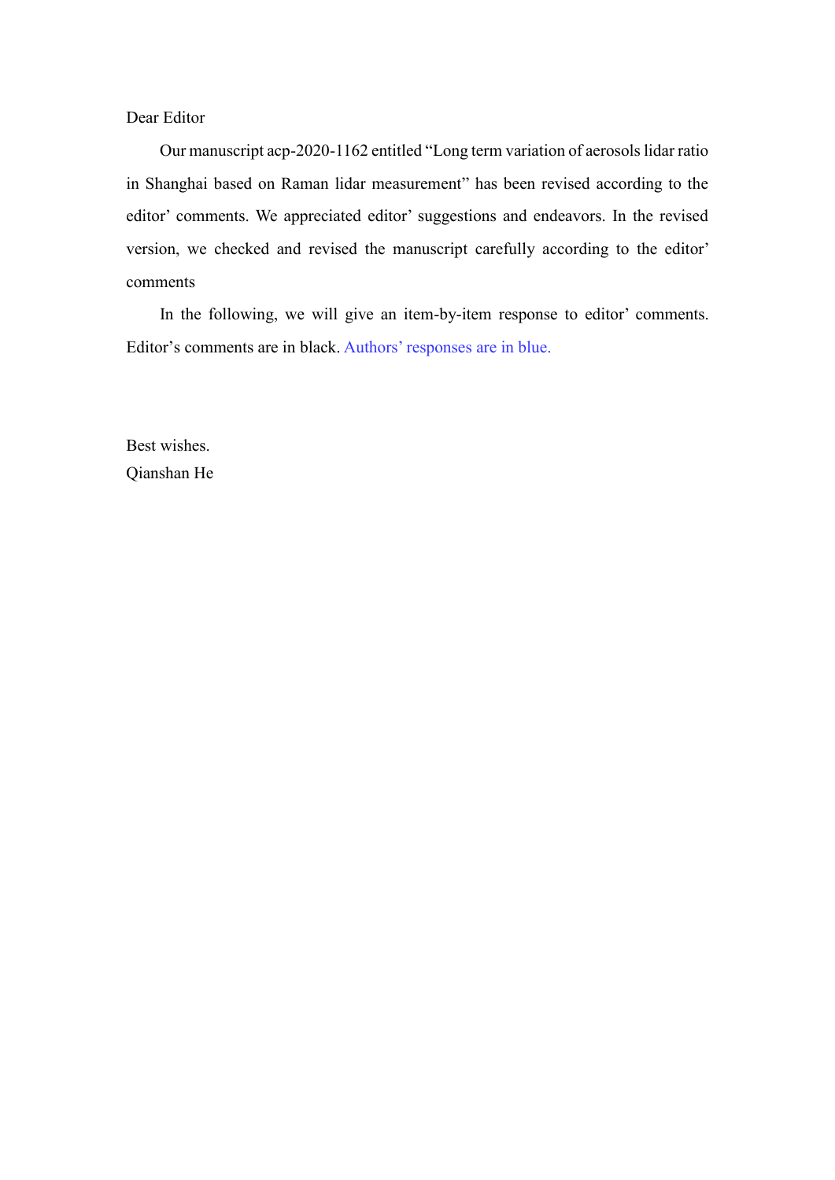Dear Editor

Our manuscript acp-2020-1162 entitled "Long term variation of aerosols lidar ratio in Shanghai based on Raman lidar measurement" has been revised according to the editor' comments. We appreciated editor' suggestions and endeavors. In the revised version, we checked and revised the manuscript carefully according to the editor' comments

In the following, we will give an item-by-item response to editor' comments. Editor's comments are in black. Authors' responses are in blue.

Best wishes.
Qianshan He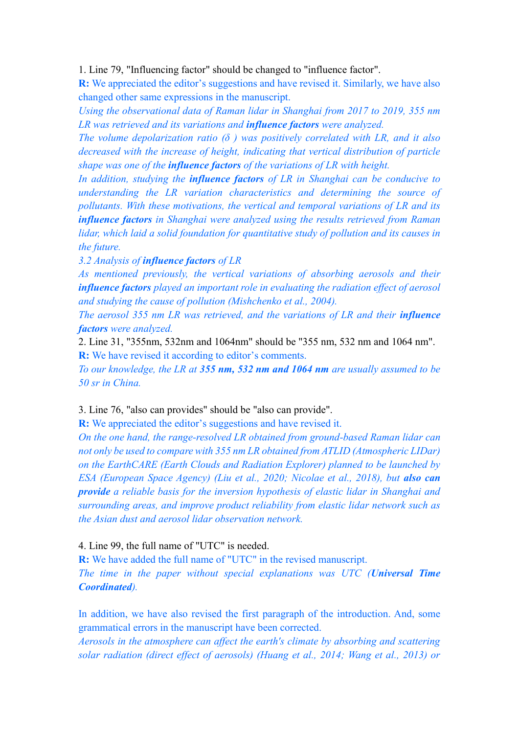1. Line 79, "Influencing factor" should be changed to "influence factor".

**R:** We appreciated the editor's suggestions and have revised it. Similarly, we have also changed other same expressions in the manuscript.

*Using the observational data of Raman lidar in Shanghai from 2017 to 2019, 355 nm LR was retrieved and its variations and* ***influence factors*** *were analyzed.*

*The volume depolarization ratio (δ ) was positively correlated with LR, and it also decreased with the increase of height, indicating that vertical distribution of particle shape was one of the* ***influence factors*** *of the variations of LR with height.*

*In addition, studying the* ***influence factors*** *of LR in Shanghai can be conducive to understanding the LR variation characteristics and determining the source of pollutants. With these motivations, the vertical and temporal variations of LR and its* ***influence factors*** *in Shanghai were analyzed using the results retrieved from Raman lidar, which laid a solid foundation for quantitative study of pollution and its causes in the future.*

*3.2 Analysis of* ***influence factors*** *of LR*

*As mentioned previously, the vertical variations of absorbing aerosols and their* ***influence factors*** *played an important role in evaluating the radiation effect of aerosol and studying the cause of pollution (Mishchenko et al., 2004).*

*The aerosol 355 nm LR was retrieved, and the variations of LR and their* ***influence factors*** *were analyzed.*

2. Line 31, "355nm, 532nm and 1064nm" should be "355 nm, 532 nm and 1064 nm".

**R:** We have revised it according to editor's comments.

*To our knowledge, the LR at* ***355 nm, 532 nm and 1064 nm*** *are usually assumed to be 50 sr in China.*

3. Line 76, "also can provides" should be "also can provide".

**R:** We appreciated the editor's suggestions and have revised it.

*On the one hand, the range-resolved LR obtained from ground-based Raman lidar can not only be used to compare with 355 nm LR obtained from ATLID (Atmospheric LIDar) on the EarthCARE (Earth Clouds and Radiation Explorer) planned to be launched by ESA (European Space Agency) (Liu et al., 2020; Nicolae et al., 2018), but* ***also can provide*** *a reliable basis for the inversion hypothesis of elastic lidar in Shanghai and surrounding areas, and improve product reliability from elastic lidar network such as the Asian dust and aerosol lidar observation network.*

4. Line 99, the full name of "UTC" is needed.

**R:** We have added the full name of "UTC" in the revised manuscript.

*The time in the paper without special explanations was UTC (****Universal Time Coordinated****).*

In addition, we have also revised the first paragraph of the introduction. And, some grammatical errors in the manuscript have been corrected.

*Aerosols in the atmosphere can affect the earth's climate by absorbing and scattering solar radiation (direct effect of aerosols) (Huang et al., 2014; Wang et al., 2013) or*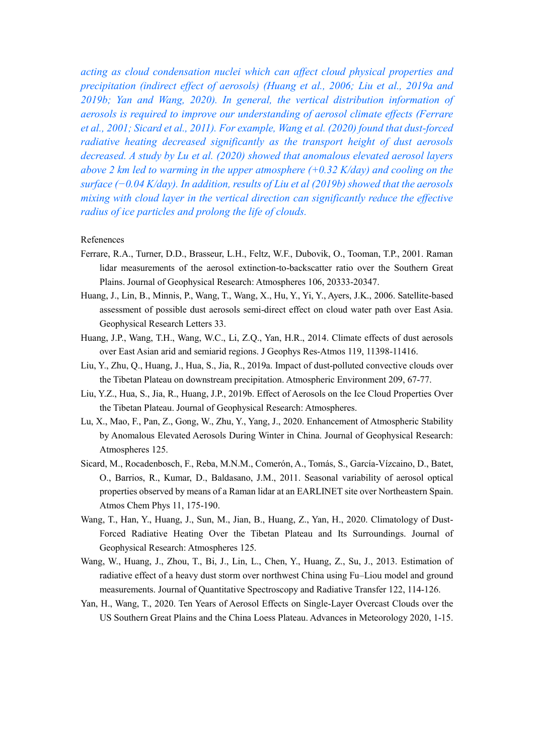*acting as cloud condensation nuclei which can affect cloud physical properties and precipitation (indirect effect of aerosols) (Huang et al., 2006; Liu et al., 2019a and 2019b; Yan and Wang, 2020). In general, the vertical distribution information of aerosols is required to improve our understanding of aerosol climate effects (Ferrare et al., 2001; Sicard et al., 2011). For example, Wang et al. (2020) found that dust-forced radiative heating decreased significantly as the transport height of dust aerosols decreased. A study by Lu et al. (2020) showed that anomalous elevated aerosol layers above 2 km led to warming in the upper atmosphere (+0.32 K/day) and cooling on the surface (−0.04 K/day). In addition, results of Liu et al (2019b) showed that the aerosols mixing with cloud layer in the vertical direction can significantly reduce the effective radius of ice particles and prolong the life of clouds.*

Refenences

Ferrare, R.A., Turner, D.D., Brasseur, L.H., Feltz, W.F., Dubovik, O., Tooman, T.P., 2001. Raman lidar measurements of the aerosol extinction-to-backscatter ratio over the Southern Great Plains. Journal of Geophysical Research: Atmospheres 106, 20333-20347.

Huang, J., Lin, B., Minnis, P., Wang, T., Wang, X., Hu, Y., Yi, Y., Ayers, J.K., 2006. Satellite-based assessment of possible dust aerosols semi-direct effect on cloud water path over East Asia. Geophysical Research Letters 33.

Huang, J.P., Wang, T.H., Wang, W.C., Li, Z.Q., Yan, H.R., 2014. Climate effects of dust aerosols over East Asian arid and semiarid regions. J Geophys Res-Atmos 119, 11398-11416.

Liu, Y., Zhu, Q., Huang, J., Hua, S., Jia, R., 2019a. Impact of dust-polluted convective clouds over the Tibetan Plateau on downstream precipitation. Atmospheric Environment 209, 67-77.

Liu, Y.Z., Hua, S., Jia, R., Huang, J.P., 2019b. Effect of Aerosols on the Ice Cloud Properties Over the Tibetan Plateau. Journal of Geophysical Research: Atmospheres.

Lu, X., Mao, F., Pan, Z., Gong, W., Zhu, Y., Yang, J., 2020. Enhancement of Atmospheric Stability by Anomalous Elevated Aerosols During Winter in China. Journal of Geophysical Research: Atmospheres 125.

Sicard, M., Rocadenbosch, F., Reba, M.N.M., Comerón, A., Tomás, S., García-Vízcaino, D., Batet, O., Barrios, R., Kumar, D., Baldasano, J.M., 2011. Seasonal variability of aerosol optical properties observed by means of a Raman lidar at an EARLINET site over Northeastern Spain. Atmos Chem Phys 11, 175-190.

Wang, T., Han, Y., Huang, J., Sun, M., Jian, B., Huang, Z., Yan, H., 2020. Climatology of Dust-Forced Radiative Heating Over the Tibetan Plateau and Its Surroundings. Journal of Geophysical Research: Atmospheres 125.

Wang, W., Huang, J., Zhou, T., Bi, J., Lin, L., Chen, Y., Huang, Z., Su, J., 2013. Estimation of radiative effect of a heavy dust storm over northwest China using Fu–Liou model and ground measurements. Journal of Quantitative Spectroscopy and Radiative Transfer 122, 114-126.

Yan, H., Wang, T., 2020. Ten Years of Aerosol Effects on Single-Layer Overcast Clouds over the US Southern Great Plains and the China Loess Plateau. Advances in Meteorology 2020, 1-15.